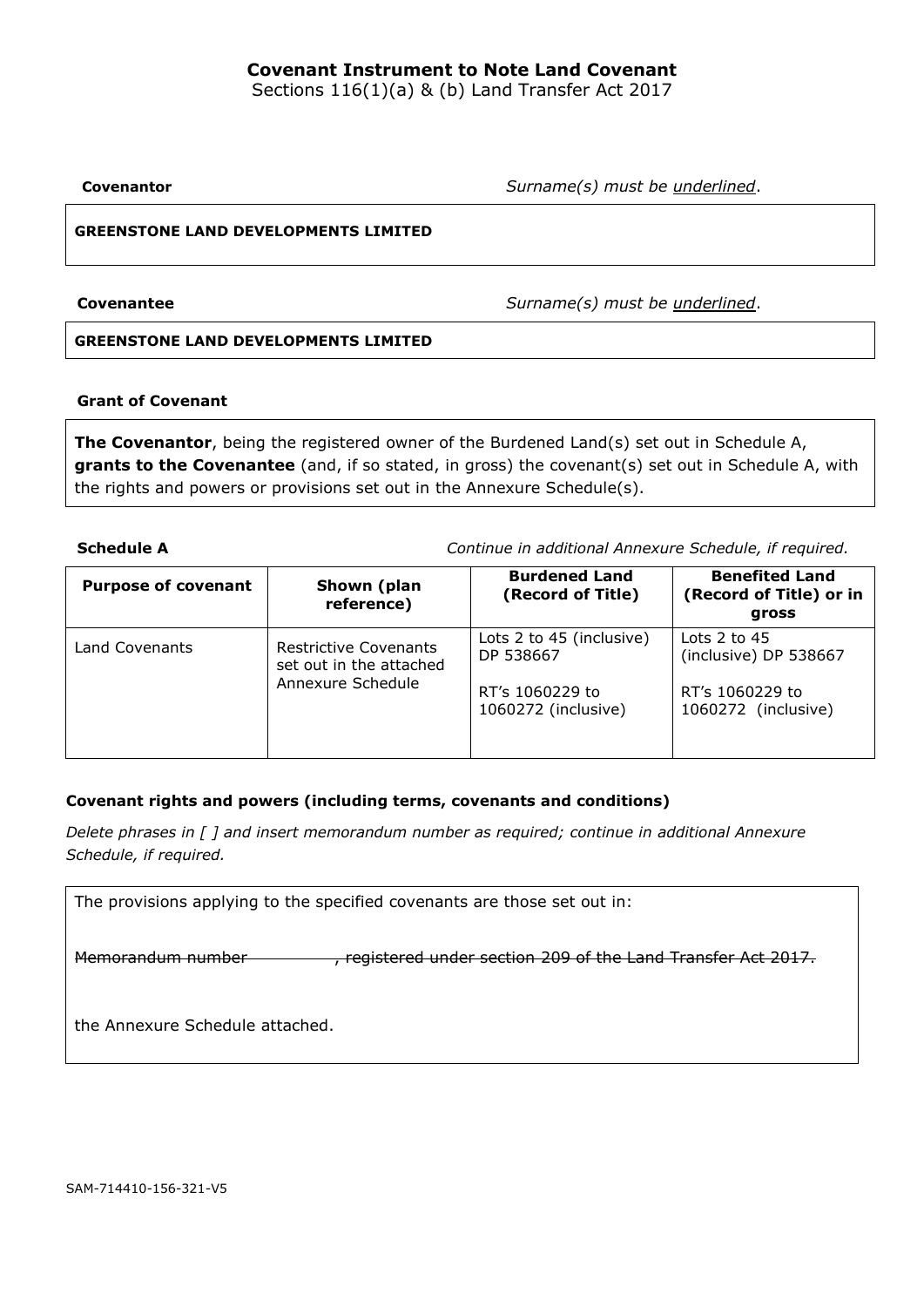# Covenant Instrument to Note Land Covenant

Sections 116(1)(a) & (b) Land Transfer Act 2017

**Covenantor** *Surname(s) must be underlined.*

**GREENSTONE LAND DEVELOPMENTS LIMITED**

**Covenantee** *Surname(s) must be underlined.*

**GREENSTONE LAND DEVELOPMENTS LIMITED**

**Grant of Covenant**

**The Covenantor**, being the registered owner of the Burdened Land(s) set out in Schedule A, **grants to the Covenantee** (and, if so stated, in gross) the covenant(s) set out in Schedule A, with the rights and powers or provisions set out in the Annexure Schedule(s).

**Schedule A** *Continue in additional Annexure Schedule, if required.*

| Purpose of covenant | Shown (plan reference) | Burdened Land (Record of Title) | Benefited Land (Record of Title) or in gross |
|---|---|---|---|
| Land Covenants | Restrictive Covenants set out in the attached Annexure Schedule | Lots 2 to 45 (inclusive) DP 538667<br><br>RT's 1060229 to 1060272 (inclusive) | Lots 2 to 45 (inclusive) DP 538667<br><br>RT's 1060229 to 1060272 (inclusive) |

**Covenant rights and powers (including terms, covenants and conditions)**

*Delete phrases in [ ] and insert memorandum number as required; continue in additional Annexure Schedule, if required.*

The provisions applying to the specified covenants are those set out in:

~~Memorandum number __________, registered under section 209 of the Land Transfer Act 2017.~~

the Annexure Schedule attached.

SAM-714410-156-321-V5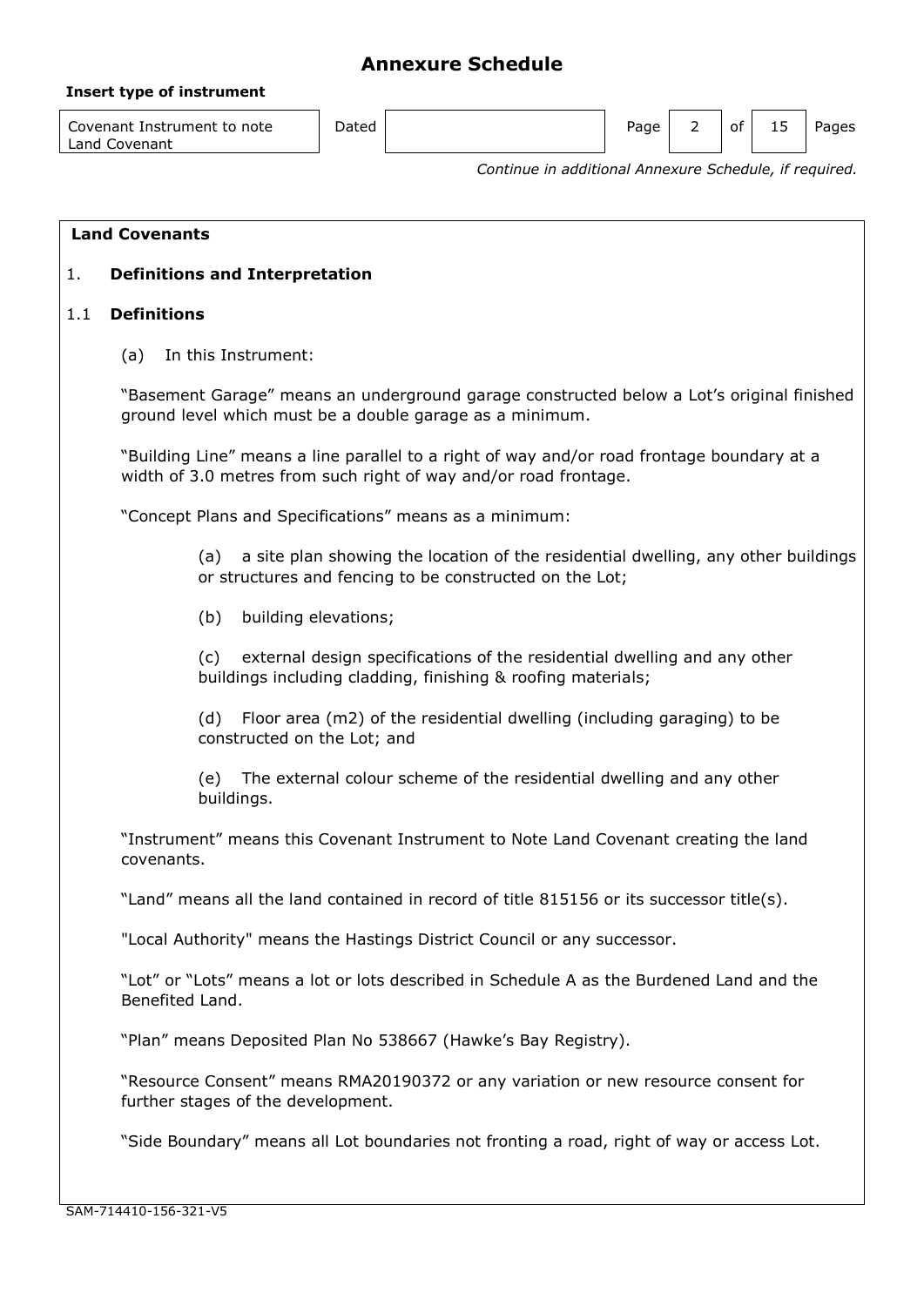# Annexure Schedule

**Insert type of instrument**

| Covenant Instrument to note Land Covenant | Dated | | Page | 2 | of | 15 | Pages |
|---|---|---|---|---|---|---|---|

*Continue in additional Annexure Schedule, if required.*

**Land Covenants**

## 1. Definitions and Interpretation

### 1.1 Definitions

(a) In this Instrument:

"Basement Garage" means an underground garage constructed below a Lot's original finished ground level which must be a double garage as a minimum.

"Building Line" means a line parallel to a right of way and/or road frontage boundary at a width of 3.0 metres from such right of way and/or road frontage.

"Concept Plans and Specifications" means as a minimum:

(a) a site plan showing the location of the residential dwelling, any other buildings or structures and fencing to be constructed on the Lot;

(b) building elevations;

(c) external design specifications of the residential dwelling and any other buildings including cladding, finishing & roofing materials;

(d) Floor area (m2) of the residential dwelling (including garaging) to be constructed on the Lot; and

(e) The external colour scheme of the residential dwelling and any other buildings.

"Instrument" means this Covenant Instrument to Note Land Covenant creating the land covenants.

"Land" means all the land contained in record of title 815156 or its successor title(s).

"Local Authority" means the Hastings District Council or any successor.

"Lot" or "Lots" means a lot or lots described in Schedule A as the Burdened Land and the Benefited Land.

"Plan" means Deposited Plan No 538667 (Hawke's Bay Registry).

"Resource Consent" means RMA20190372 or any variation or new resource consent for further stages of the development.

"Side Boundary" means all Lot boundaries not fronting a road, right of way or access Lot.

SAM-714410-156-321-V5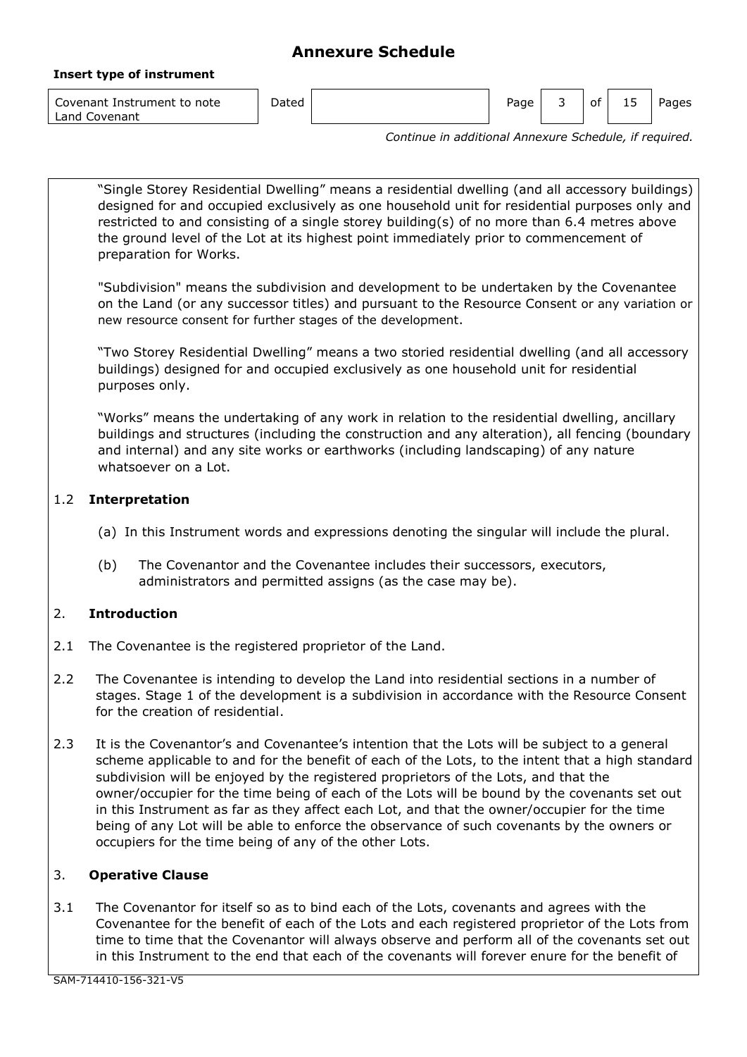# Annexure Schedule

**Insert type of instrument**

| Covenant Instrument to note Land Covenant | Dated | | Page | 3 | of | 15 | Pages |
|---|---|---|---|---|---|---|---|

*Continue in additional Annexure Schedule, if required.*

"Single Storey Residential Dwelling" means a residential dwelling (and all accessory buildings) designed for and occupied exclusively as one household unit for residential purposes only and restricted to and consisting of a single storey building(s) of no more than 6.4 metres above the ground level of the Lot at its highest point immediately prior to commencement of preparation for Works.

"Subdivision" means the subdivision and development to be undertaken by the Covenantee on the Land (or any successor titles) and pursuant to the Resource Consent or any variation or new resource consent for further stages of the development.

"Two Storey Residential Dwelling" means a two storied residential dwelling (and all accessory buildings) designed for and occupied exclusively as one household unit for residential purposes only.

"Works" means the undertaking of any work in relation to the residential dwelling, ancillary buildings and structures (including the construction and any alteration), all fencing (boundary and internal) and any site works or earthworks (including landscaping) of any nature whatsoever on a Lot.

1.2 **Interpretation**

(a) In this Instrument words and expressions denoting the singular will include the plural.

(b) The Covenantor and the Covenantee includes their successors, executors, administrators and permitted assigns (as the case may be).

2. **Introduction**

2.1 The Covenantee is the registered proprietor of the Land.

2.2 The Covenantee is intending to develop the Land into residential sections in a number of stages. Stage 1 of the development is a subdivision in accordance with the Resource Consent for the creation of residential.

2.3 It is the Covenantor's and Covenantee's intention that the Lots will be subject to a general scheme applicable to and for the benefit of each of the Lots, to the intent that a high standard subdivision will be enjoyed by the registered proprietors of the Lots, and that the owner/occupier for the time being of each of the Lots will be bound by the covenants set out in this Instrument as far as they affect each Lot, and that the owner/occupier for the time being of any Lot will be able to enforce the observance of such covenants by the owners or occupiers for the time being of any of the other Lots.

3. **Operative Clause**

3.1 The Covenantor for itself so as to bind each of the Lots, covenants and agrees with the Covenantee for the benefit of each of the Lots and each registered proprietor of the Lots from time to time that the Covenantor will always observe and perform all of the covenants set out in this Instrument to the end that each of the covenants will forever enure for the benefit of

SAM-714410-156-321-V5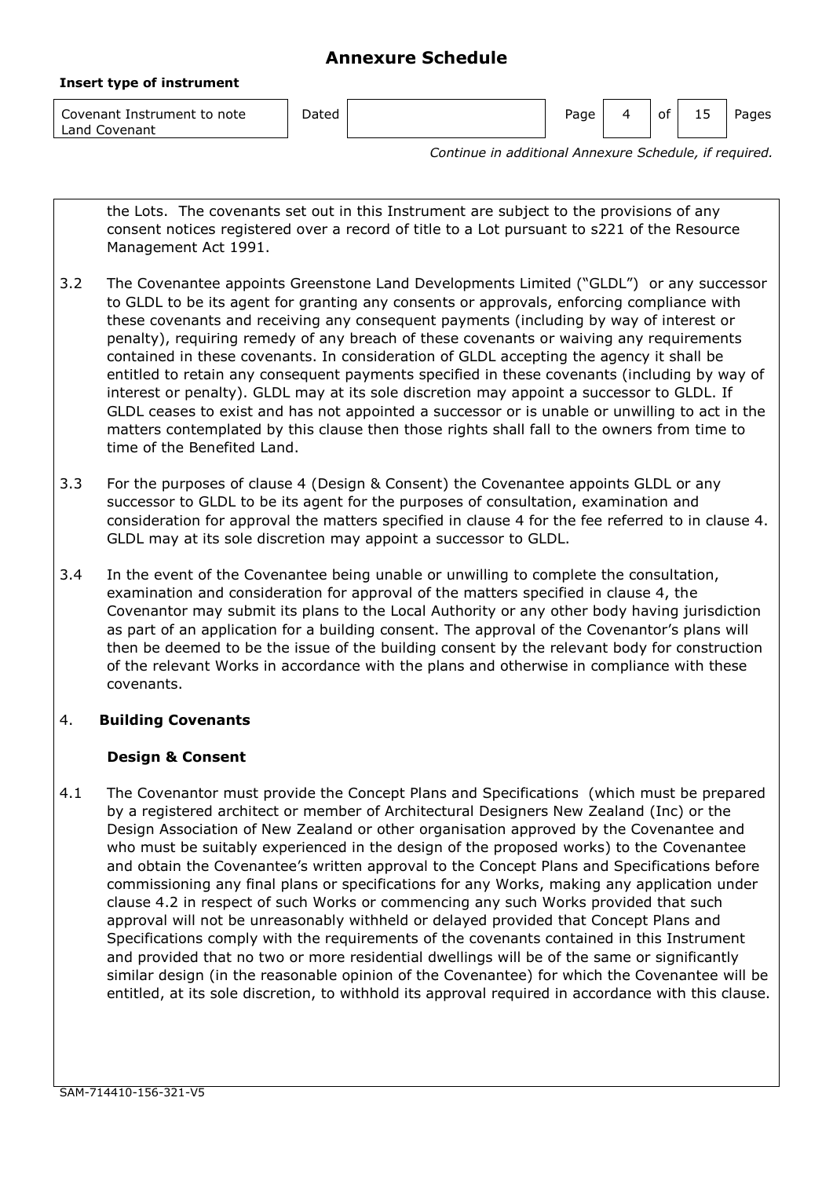# Annexure Schedule

**Insert type of instrument**

| Covenant Instrument to note Land Covenant | Dated | | Page | 4 | of | 15 | Pages |
|---|---|---|---|---|---|---|---|

*Continue in additional Annexure Schedule, if required.*

the Lots. The covenants set out in this Instrument are subject to the provisions of any consent notices registered over a record of title to a Lot pursuant to s221 of the Resource Management Act 1991.

3.2 The Covenantee appoints Greenstone Land Developments Limited ("GLDL") or any successor to GLDL to be its agent for granting any consents or approvals, enforcing compliance with these covenants and receiving any consequent payments (including by way of interest or penalty), requiring remedy of any breach of these covenants or waiving any requirements contained in these covenants. In consideration of GLDL accepting the agency it shall be entitled to retain any consequent payments specified in these covenants (including by way of interest or penalty). GLDL may at its sole discretion may appoint a successor to GLDL. If GLDL ceases to exist and has not appointed a successor or is unable or unwilling to act in the matters contemplated by this clause then those rights shall fall to the owners from time to time of the Benefited Land.

3.3 For the purposes of clause 4 (Design & Consent) the Covenantee appoints GLDL or any successor to GLDL to be its agent for the purposes of consultation, examination and consideration for approval the matters specified in clause 4 for the fee referred to in clause 4. GLDL may at its sole discretion may appoint a successor to GLDL.

3.4 In the event of the Covenantee being unable or unwilling to complete the consultation, examination and consideration for approval of the matters specified in clause 4, the Covenantor may submit its plans to the Local Authority or any other body having jurisdiction as part of an application for a building consent. The approval of the Covenantor's plans will then be deemed to be the issue of the building consent by the relevant body for construction of the relevant Works in accordance with the plans and otherwise in compliance with these covenants.

4. **Building Covenants**

**Design & Consent**

4.1 The Covenantor must provide the Concept Plans and Specifications (which must be prepared by a registered architect or member of Architectural Designers New Zealand (Inc) or the Design Association of New Zealand or other organisation approved by the Covenantee and who must be suitably experienced in the design of the proposed works) to the Covenantee and obtain the Covenantee's written approval to the Concept Plans and Specifications before commissioning any final plans or specifications for any Works, making any application under clause 4.2 in respect of such Works or commencing any such Works provided that such approval will not be unreasonably withheld or delayed provided that Concept Plans and Specifications comply with the requirements of the covenants contained in this Instrument and provided that no two or more residential dwellings will be of the same or significantly similar design (in the reasonable opinion of the Covenantee) for which the Covenantee will be entitled, at its sole discretion, to withhold its approval required in accordance with this clause.

SAM-714410-156-321-V5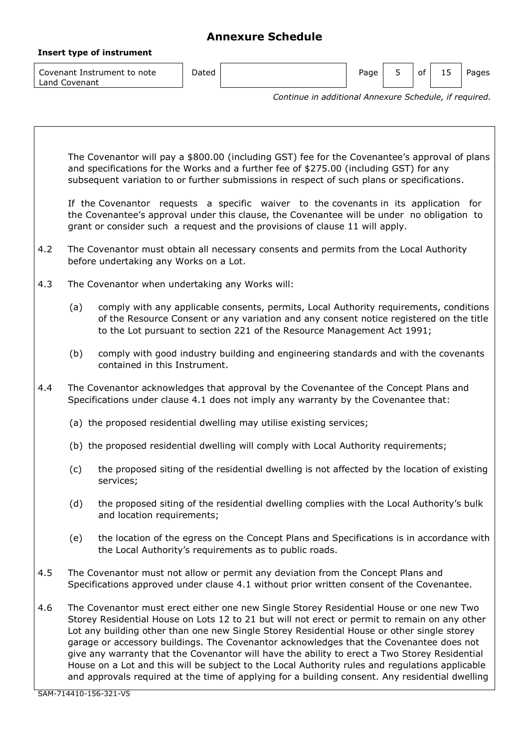## Annexure Schedule

**Insert type of instrument**

| Covenant Instrument to note Land Covenant | Dated | |
|---|---|---|

*Continue in additional Annexure Schedule, if required.*

The Covenantor will pay a $800.00 (including GST) fee for the Covenantee's approval of plans and specifications for the Works and a further fee of $275.00 (including GST) for any subsequent variation to or further submissions in respect of such plans or specifications.

If the Covenantor requests a specific waiver to the covenants in its application for the Covenantee's approval under this clause, the Covenantee will be under no obligation to grant or consider such a request and the provisions of clause 11 will apply.

4.2 The Covenantor must obtain all necessary consents and permits from the Local Authority before undertaking any Works on a Lot.

4.3 The Covenantor when undertaking any Works will:

(a) comply with any applicable consents, permits, Local Authority requirements, conditions of the Resource Consent or any variation and any consent notice registered on the title to the Lot pursuant to section 221 of the Resource Management Act 1991;

(b) comply with good industry building and engineering standards and with the covenants contained in this Instrument.

4.4 The Covenantor acknowledges that approval by the Covenantee of the Concept Plans and Specifications under clause 4.1 does not imply any warranty by the Covenantee that:

(a) the proposed residential dwelling may utilise existing services;

(b) the proposed residential dwelling will comply with Local Authority requirements;

(c) the proposed siting of the residential dwelling is not affected by the location of existing services;

(d) the proposed siting of the residential dwelling complies with the Local Authority's bulk and location requirements;

(e) the location of the egress on the Concept Plans and Specifications is in accordance with the Local Authority's requirements as to public roads.

4.5 The Covenantor must not allow or permit any deviation from the Concept Plans and Specifications approved under clause 4.1 without prior written consent of the Covenantee.

4.6 The Covenantor must erect either one new Single Storey Residential House or one new Two Storey Residential House on Lots 12 to 21 but will not erect or permit to remain on any other Lot any building other than one new Single Storey Residential House or other single storey garage or accessory buildings. The Covenantor acknowledges that the Covenantee does not give any warranty that the Covenantor will have the ability to erect a Two Storey Residential House on a Lot and this will be subject to the Local Authority rules and regulations applicable and approvals required at the time of applying for a building consent. Any residential dwelling

SAM-714410-156-321-V5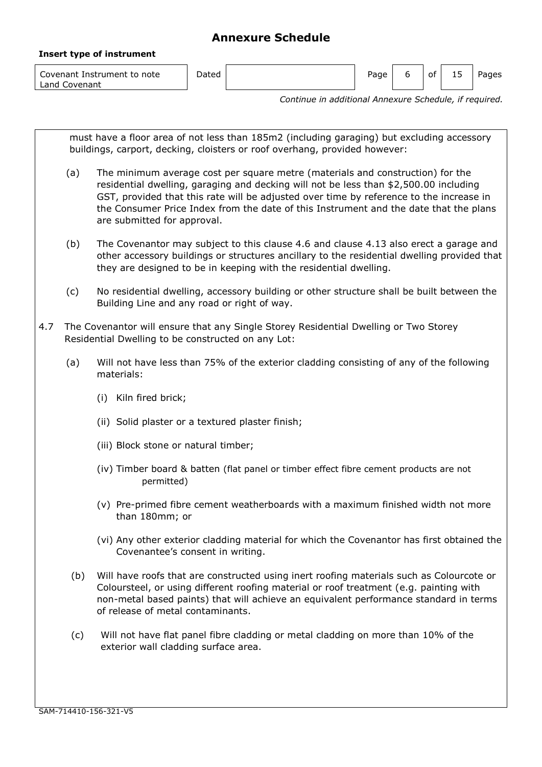## Annexure Schedule

**Insert type of instrument**

| Covenant Instrument to note Land Covenant | Dated | |
|---|---|---|

*Continue in additional Annexure Schedule, if required.*

must have a floor area of not less than 185m2 (including garaging) but excluding accessory buildings, carport, decking, cloisters or roof overhang, provided however:

(a) The minimum average cost per square metre (materials and construction) for the residential dwelling, garaging and decking will not be less than $2,500.00 including GST, provided that this rate will be adjusted over time by reference to the increase in the Consumer Price Index from the date of this Instrument and the date that the plans are submitted for approval.

(b) The Covenantor may subject to this clause 4.6 and clause 4.13 also erect a garage and other accessory buildings or structures ancillary to the residential dwelling provided that they are designed to be in keeping with the residential dwelling.

(c) No residential dwelling, accessory building or other structure shall be built between the Building Line and any road or right of way.

4.7 The Covenantor will ensure that any Single Storey Residential Dwelling or Two Storey Residential Dwelling to be constructed on any Lot:

(a) Will not have less than 75% of the exterior cladding consisting of any of the following materials:

(i) Kiln fired brick;

(ii) Solid plaster or a textured plaster finish;

(iii) Block stone or natural timber;

(iv) Timber board & batten (flat panel or timber effect fibre cement products are not permitted)

(v) Pre-primed fibre cement weatherboards with a maximum finished width not more than 180mm; or

(vi) Any other exterior cladding material for which the Covenantor has first obtained the Covenantee's consent in writing.

(b) Will have roofs that are constructed using inert roofing materials such as Colourcote or Coloursteel, or using different roofing material or roof treatment (e.g. painting with non-metal based paints) that will achieve an equivalent performance standard in terms of release of metal contaminants.

(c) Will not have flat panel fibre cladding or metal cladding on more than 10% of the exterior wall cladding surface area.

SAM-714410-156-321-V5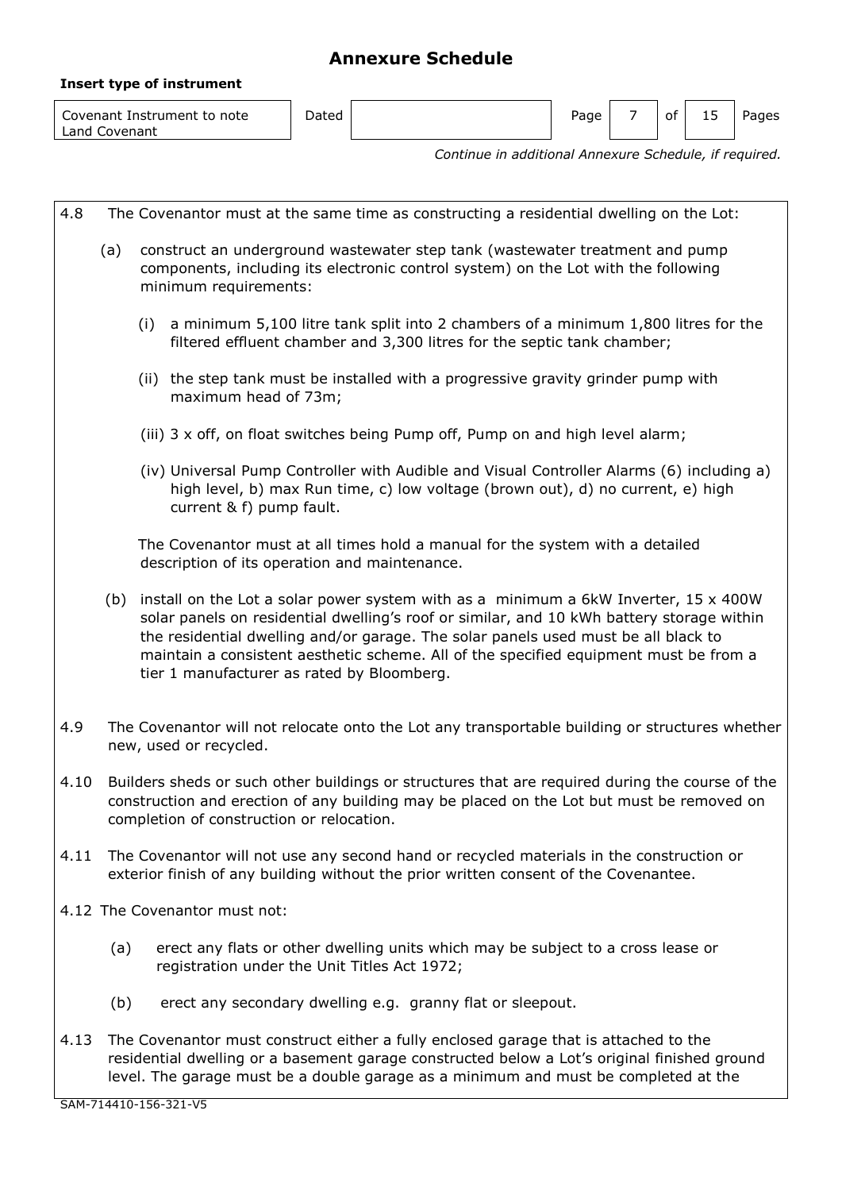**Annexure Schedule**

**Insert type of instrument**

| Covenant Instrument to note Land Covenant | Dated | |
|---|---|---|

*Continue in additional Annexure Schedule, if required.*

4.8 The Covenantor must at the same time as constructing a residential dwelling on the Lot:

(a) construct an underground wastewater step tank (wastewater treatment and pump components, including its electronic control system) on the Lot with the following minimum requirements:

(i) a minimum 5,100 litre tank split into 2 chambers of a minimum 1,800 litres for the filtered effluent chamber and 3,300 litres for the septic tank chamber;

(ii) the step tank must be installed with a progressive gravity grinder pump with maximum head of 73m;

(iii) 3 x off, on float switches being Pump off, Pump on and high level alarm;

(iv) Universal Pump Controller with Audible and Visual Controller Alarms (6) including a) high level, b) max Run time, c) low voltage (brown out), d) no current, e) high current & f) pump fault.

The Covenantor must at all times hold a manual for the system with a detailed description of its operation and maintenance.

(b) install on the Lot a solar power system with as a minimum a 6kW Inverter, 15 x 400W solar panels on residential dwelling's roof or similar, and 10 kWh battery storage within the residential dwelling and/or garage. The solar panels used must be all black to maintain a consistent aesthetic scheme. All of the specified equipment must be from a tier 1 manufacturer as rated by Bloomberg.

4.9 The Covenantor will not relocate onto the Lot any transportable building or structures whether new, used or recycled.

4.10 Builders sheds or such other buildings or structures that are required during the course of the construction and erection of any building may be placed on the Lot but must be removed on completion of construction or relocation.

4.11 The Covenantor will not use any second hand or recycled materials in the construction or exterior finish of any building without the prior written consent of the Covenantee.

4.12 The Covenantor must not:

(a) erect any flats or other dwelling units which may be subject to a cross lease or registration under the Unit Titles Act 1972;

(b) erect any secondary dwelling e.g. granny flat or sleepout.

4.13 The Covenantor must construct either a fully enclosed garage that is attached to the residential dwelling or a basement garage constructed below a Lot's original finished ground level. The garage must be a double garage as a minimum and must be completed at the

SAM-714410-156-321-V5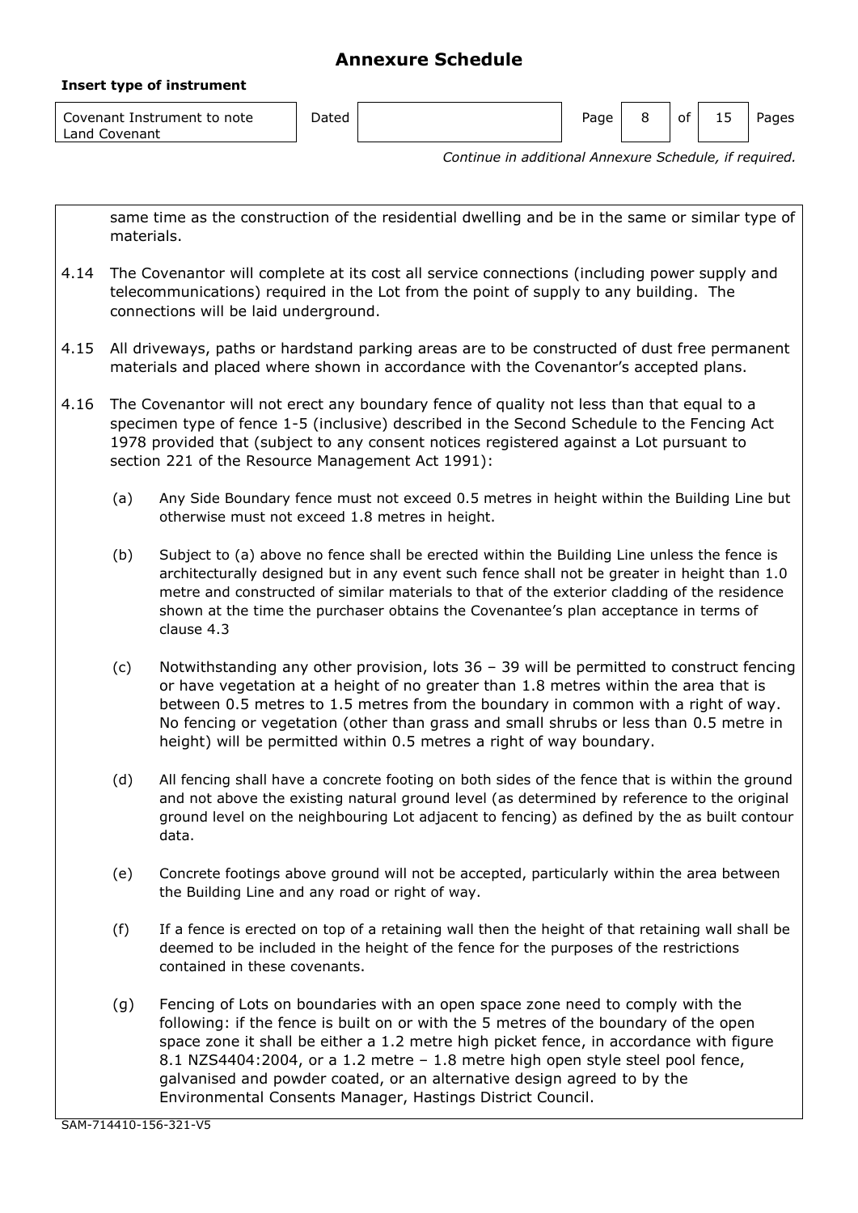# Annexure Schedule

**Insert type of instrument**

| Covenant Instrument to note Land Covenant | Dated | | Page | 8 | of | 15 | Pages |
|---|---|---|---|---|---|---|---|

*Continue in additional Annexure Schedule, if required.*

same time as the construction of the residential dwelling and be in the same or similar type of materials.

4.14 The Covenantor will complete at its cost all service connections (including power supply and telecommunications) required in the Lot from the point of supply to any building. The connections will be laid underground.

4.15 All driveways, paths or hardstand parking areas are to be constructed of dust free permanent materials and placed where shown in accordance with the Covenantor's accepted plans.

4.16 The Covenantor will not erect any boundary fence of quality not less than that equal to a specimen type of fence 1-5 (inclusive) described in the Second Schedule to the Fencing Act 1978 provided that (subject to any consent notices registered against a Lot pursuant to section 221 of the Resource Management Act 1991):

(a) Any Side Boundary fence must not exceed 0.5 metres in height within the Building Line but otherwise must not exceed 1.8 metres in height.

(b) Subject to (a) above no fence shall be erected within the Building Line unless the fence is architecturally designed but in any event such fence shall not be greater in height than 1.0 metre and constructed of similar materials to that of the exterior cladding of the residence shown at the time the purchaser obtains the Covenantee's plan acceptance in terms of clause 4.3

(c) Notwithstanding any other provision, lots 36 – 39 will be permitted to construct fencing or have vegetation at a height of no greater than 1.8 metres within the area that is between 0.5 metres to 1.5 metres from the boundary in common with a right of way. No fencing or vegetation (other than grass and small shrubs or less than 0.5 metre in height) will be permitted within 0.5 metres a right of way boundary.

(d) All fencing shall have a concrete footing on both sides of the fence that is within the ground and not above the existing natural ground level (as determined by reference to the original ground level on the neighbouring Lot adjacent to fencing) as defined by the as built contour data.

(e) Concrete footings above ground will not be accepted, particularly within the area between the Building Line and any road or right of way.

(f) If a fence is erected on top of a retaining wall then the height of that retaining wall shall be deemed to be included in the height of the fence for the purposes of the restrictions contained in these covenants.

(g) Fencing of Lots on boundaries with an open space zone need to comply with the following: if the fence is built on or with the 5 metres of the boundary of the open space zone it shall be either a 1.2 metre high picket fence, in accordance with figure 8.1 NZS4404:2004, or a 1.2 metre – 1.8 metre high open style steel pool fence, galvanised and powder coated, or an alternative design agreed to by the Environmental Consents Manager, Hastings District Council.

SAM-714410-156-321-V5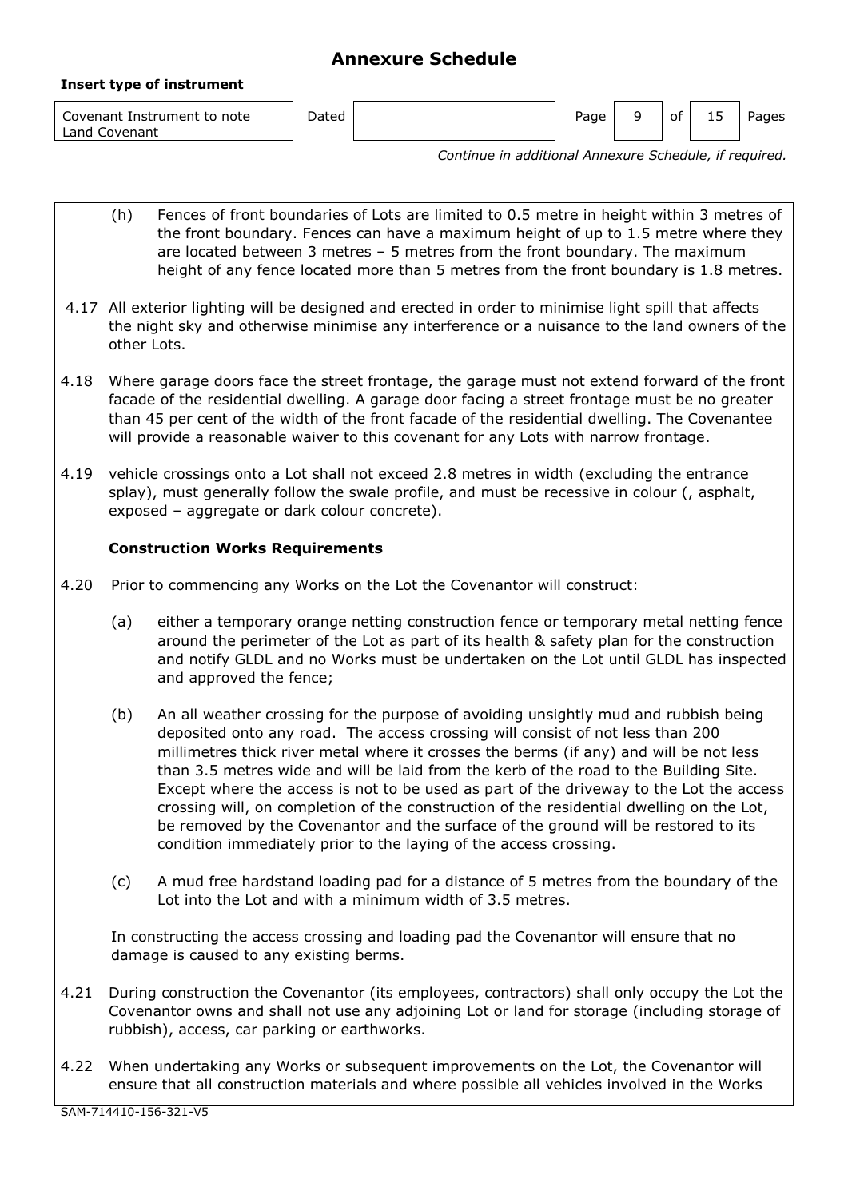# Annexure Schedule

**Insert type of instrument**

| Covenant Instrument to note Land Covenant | Dated | | Page | 9 | of | 15 | Pages |
|---|---|---|---|---|---|---|---|

*Continue in additional Annexure Schedule, if required.*

(h) Fences of front boundaries of Lots are limited to 0.5 metre in height within 3 metres of the front boundary. Fences can have a maximum height of up to 1.5 metre where they are located between 3 metres – 5 metres from the front boundary. The maximum height of any fence located more than 5 metres from the front boundary is 1.8 metres.

4.17 All exterior lighting will be designed and erected in order to minimise light spill that affects the night sky and otherwise minimise any interference or a nuisance to the land owners of the other Lots.

4.18 Where garage doors face the street frontage, the garage must not extend forward of the front facade of the residential dwelling. A garage door facing a street frontage must be no greater than 45 per cent of the width of the front facade of the residential dwelling. The Covenantee will provide a reasonable waiver to this covenant for any Lots with narrow frontage.

4.19 vehicle crossings onto a Lot shall not exceed 2.8 metres in width (excluding the entrance splay), must generally follow the swale profile, and must be recessive in colour (, asphalt, exposed – aggregate or dark colour concrete).

**Construction Works Requirements**

4.20 Prior to commencing any Works on the Lot the Covenantor will construct:

(a) either a temporary orange netting construction fence or temporary metal netting fence around the perimeter of the Lot as part of its health & safety plan for the construction and notify GLDL and no Works must be undertaken on the Lot until GLDL has inspected and approved the fence;

(b) An all weather crossing for the purpose of avoiding unsightly mud and rubbish being deposited onto any road. The access crossing will consist of not less than 200 millimetres thick river metal where it crosses the berms (if any) and will be not less than 3.5 metres wide and will be laid from the kerb of the road to the Building Site. Except where the access is not to be used as part of the driveway to the Lot the access crossing will, on completion of the construction of the residential dwelling on the Lot, be removed by the Covenantor and the surface of the ground will be restored to its condition immediately prior to the laying of the access crossing.

(c) A mud free hardstand loading pad for a distance of 5 metres from the boundary of the Lot into the Lot and with a minimum width of 3.5 metres.

In constructing the access crossing and loading pad the Covenantor will ensure that no damage is caused to any existing berms.

4.21 During construction the Covenantor (its employees, contractors) shall only occupy the Lot the Covenantor owns and shall not use any adjoining Lot or land for storage (including storage of rubbish), access, car parking or earthworks.

4.22 When undertaking any Works or subsequent improvements on the Lot, the Covenantor will ensure that all construction materials and where possible all vehicles involved in the Works

SAM-714410-156-321-V5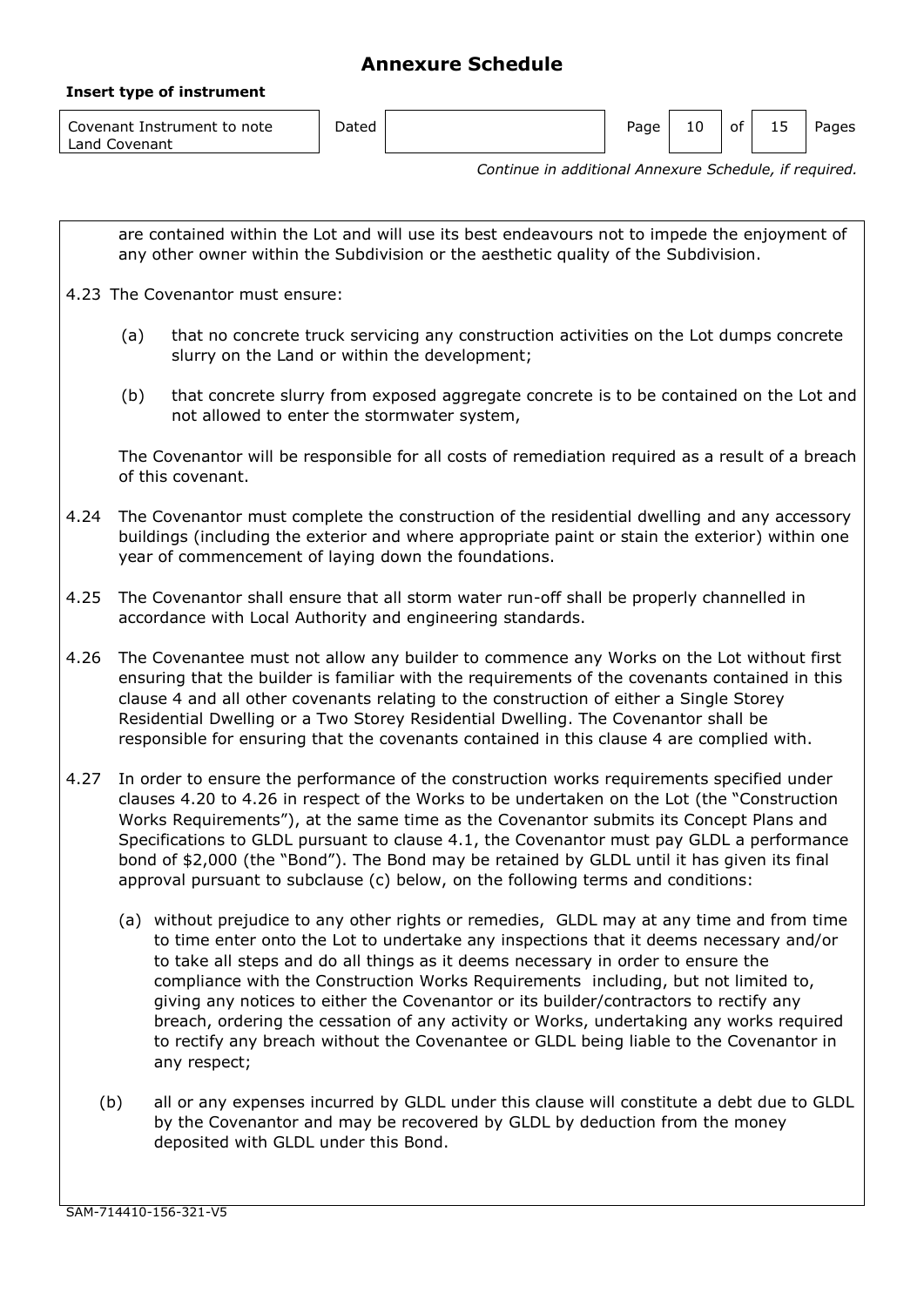# Annexure Schedule

**Insert type of instrument**

Covenant Instrument to note Land Covenant | Dated | | Page 10 of 15 Pages

*Continue in additional Annexure Schedule, if required.*

are contained within the Lot and will use its best endeavours not to impede the enjoyment of any other owner within the Subdivision or the aesthetic quality of the Subdivision.

4.23 The Covenantor must ensure:

(a) that no concrete truck servicing any construction activities on the Lot dumps concrete slurry on the Land or within the development;

(b) that concrete slurry from exposed aggregate concrete is to be contained on the Lot and not allowed to enter the stormwater system,

The Covenantor will be responsible for all costs of remediation required as a result of a breach of this covenant.

4.24 The Covenantor must complete the construction of the residential dwelling and any accessory buildings (including the exterior and where appropriate paint or stain the exterior) within one year of commencement of laying down the foundations.

4.25 The Covenantor shall ensure that all storm water run-off shall be properly channelled in accordance with Local Authority and engineering standards.

4.26 The Covenantee must not allow any builder to commence any Works on the Lot without first ensuring that the builder is familiar with the requirements of the covenants contained in this clause 4 and all other covenants relating to the construction of either a Single Storey Residential Dwelling or a Two Storey Residential Dwelling. The Covenantor shall be responsible for ensuring that the covenants contained in this clause 4 are complied with.

4.27 In order to ensure the performance of the construction works requirements specified under clauses 4.20 to 4.26 in respect of the Works to be undertaken on the Lot (the "Construction Works Requirements"), at the same time as the Covenantor submits its Concept Plans and Specifications to GLDL pursuant to clause 4.1, the Covenantor must pay GLDL a performance bond of $2,000 (the "Bond"). The Bond may be retained by GLDL until it has given its final approval pursuant to subclause (c) below, on the following terms and conditions:

(a) without prejudice to any other rights or remedies, GLDL may at any time and from time to time enter onto the Lot to undertake any inspections that it deems necessary and/or to take all steps and do all things as it deems necessary in order to ensure the compliance with the Construction Works Requirements including, but not limited to, giving any notices to either the Covenantor or its builder/contractors to rectify any breach, ordering the cessation of any activity or Works, undertaking any works required to rectify any breach without the Covenantee or GLDL being liable to the Covenantor in any respect;

(b) all or any expenses incurred by GLDL under this clause will constitute a debt due to GLDL by the Covenantor and may be recovered by GLDL by deduction from the money deposited with GLDL under this Bond.

SAM-714410-156-321-V5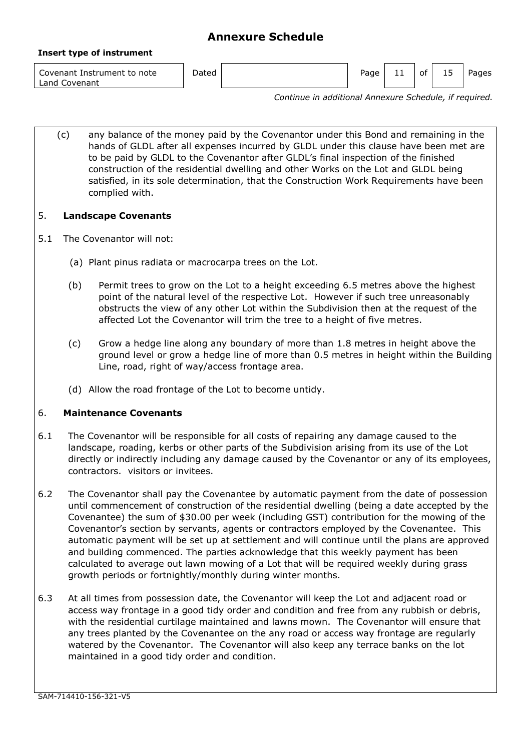# Annexure Schedule

**Insert type of instrument**

| Covenant Instrument to note Land Covenant | Dated | | Page | 11 | of | 15 | Pages |
|---|---|---|---|---|---|---|---|

*Continue in additional Annexure Schedule, if required.*

(c) any balance of the money paid by the Covenantor under this Bond and remaining in the hands of GLDL after all expenses incurred by GLDL under this clause have been met are to be paid by GLDL to the Covenantor after GLDL's final inspection of the finished construction of the residential dwelling and other Works on the Lot and GLDL being satisfied, in its sole determination, that the Construction Work Requirements have been complied with.

## 5. Landscape Covenants

5.1 The Covenantor will not:

(a) Plant pinus radiata or macrocarpa trees on the Lot.

(b) Permit trees to grow on the Lot to a height exceeding 6.5 metres above the highest point of the natural level of the respective Lot. However if such tree unreasonably obstructs the view of any other Lot within the Subdivision then at the request of the affected Lot the Covenantor will trim the tree to a height of five metres.

(c) Grow a hedge line along any boundary of more than 1.8 metres in height above the ground level or grow a hedge line of more than 0.5 metres in height within the Building Line, road, right of way/access frontage area.

(d) Allow the road frontage of the Lot to become untidy.

## 6. Maintenance Covenants

6.1 The Covenantor will be responsible for all costs of repairing any damage caused to the landscape, roading, kerbs or other parts of the Subdivision arising from its use of the Lot directly or indirectly including any damage caused by the Covenantor or any of its employees, contractors. visitors or invitees.

6.2 The Covenantor shall pay the Covenantee by automatic payment from the date of possession until commencement of construction of the residential dwelling (being a date accepted by the Covenantee) the sum of $30.00 per week (including GST) contribution for the mowing of the Covenantor's section by servants, agents or contractors employed by the Covenantee. This automatic payment will be set up at settlement and will continue until the plans are approved and building commenced. The parties acknowledge that this weekly payment has been calculated to average out lawn mowing of a Lot that will be required weekly during grass growth periods or fortnightly/monthly during winter months.

6.3 At all times from possession date, the Covenantor will keep the Lot and adjacent road or access way frontage in a good tidy order and condition and free from any rubbish or debris, with the residential curtilage maintained and lawns mown. The Covenantor will ensure that any trees planted by the Covenantee on the any road or access way frontage are regularly watered by the Covenantor. The Covenantor will also keep any terrace banks on the lot maintained in a good tidy order and condition.

SAM-714410-156-321-V5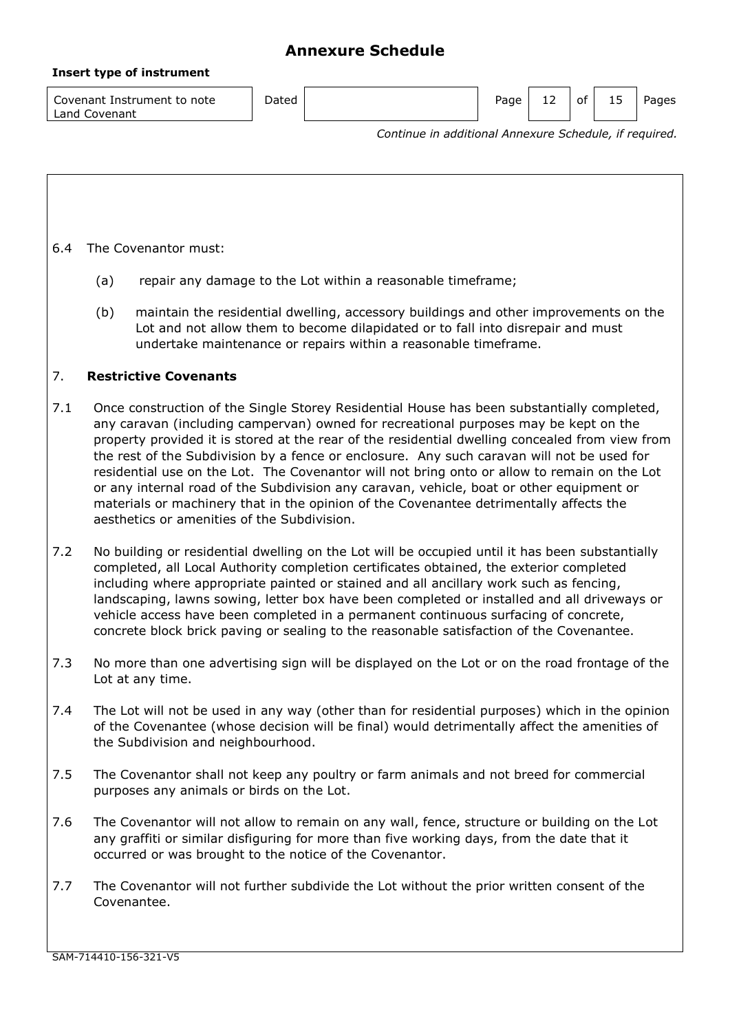# Annexure Schedule

**Insert type of instrument**

| Covenant Instrument to note Land Covenant | Dated | |
|---|---|---|

*Continue in additional Annexure Schedule, if required.*

6.4 The Covenantor must:

(a) repair any damage to the Lot within a reasonable timeframe;

(b) maintain the residential dwelling, accessory buildings and other improvements on the Lot and not allow them to become dilapidated or to fall into disrepair and must undertake maintenance or repairs within a reasonable timeframe.

## 7. **Restrictive Covenants**

7.1 Once construction of the Single Storey Residential House has been substantially completed, any caravan (including campervan) owned for recreational purposes may be kept on the property provided it is stored at the rear of the residential dwelling concealed from view from the rest of the Subdivision by a fence or enclosure. Any such caravan will not be used for residential use on the Lot. The Covenantor will not bring onto or allow to remain on the Lot or any internal road of the Subdivision any caravan, vehicle, boat or other equipment or materials or machinery that in the opinion of the Covenantee detrimentally affects the aesthetics or amenities of the Subdivision.

7.2 No building or residential dwelling on the Lot will be occupied until it has been substantially completed, all Local Authority completion certificates obtained, the exterior completed including where appropriate painted or stained and all ancillary work such as fencing, landscaping, lawns sowing, letter box have been completed or installed and all driveways or vehicle access have been completed in a permanent continuous surfacing of concrete, concrete block brick paving or sealing to the reasonable satisfaction of the Covenantee.

7.3 No more than one advertising sign will be displayed on the Lot or on the road frontage of the Lot at any time.

7.4 The Lot will not be used in any way (other than for residential purposes) which in the opinion of the Covenantee (whose decision will be final) would detrimentally affect the amenities of the Subdivision and neighbourhood.

7.5 The Covenantor shall not keep any poultry or farm animals and not breed for commercial purposes any animals or birds on the Lot.

7.6 The Covenantor will not allow to remain on any wall, fence, structure or building on the Lot any graffiti or similar disfiguring for more than five working days, from the date that it occurred or was brought to the notice of the Covenantor.

7.7 The Covenantor will not further subdivide the Lot without the prior written consent of the Covenantee.

SAM-714410-156-321-V5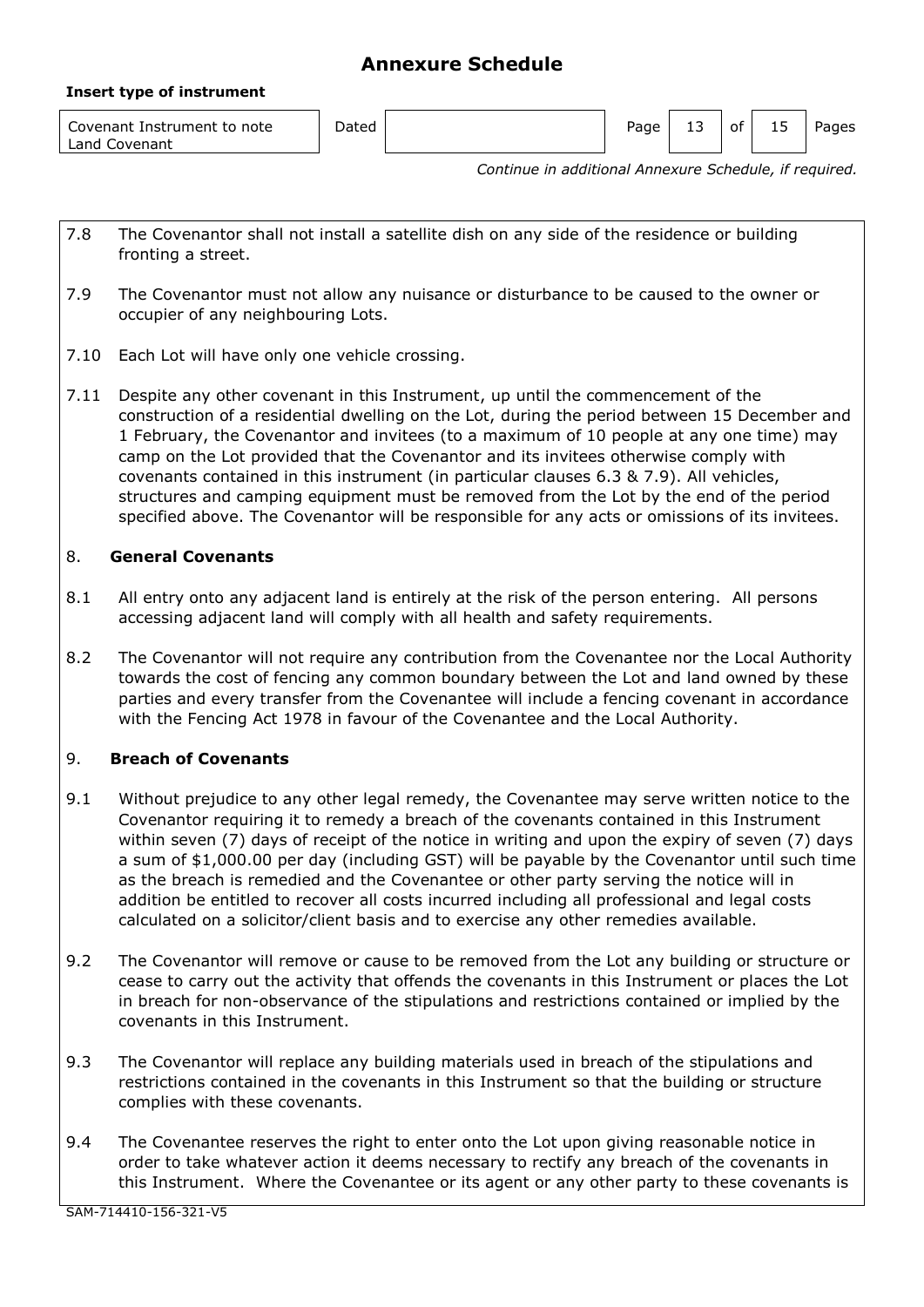# Annexure Schedule

**Insert type of instrument**

| Covenant Instrument to note Land Covenant | Dated | | Page | 13 | of | 15 | Pages |
|---|---|---|---|---|---|---|---|

*Continue in additional Annexure Schedule, if required.*

7.8 The Covenantor shall not install a satellite dish on any side of the residence or building fronting a street.

7.9 The Covenantor must not allow any nuisance or disturbance to be caused to the owner or occupier of any neighbouring Lots.

7.10 Each Lot will have only one vehicle crossing.

7.11 Despite any other covenant in this Instrument, up until the commencement of the construction of a residential dwelling on the Lot, during the period between 15 December and 1 February, the Covenantor and invitees (to a maximum of 10 people at any one time) may camp on the Lot provided that the Covenantor and its invitees otherwise comply with covenants contained in this instrument (in particular clauses 6.3 & 7.9). All vehicles, structures and camping equipment must be removed from the Lot by the end of the period specified above. The Covenantor will be responsible for any acts or omissions of its invitees.

## 8. General Covenants

8.1 All entry onto any adjacent land is entirely at the risk of the person entering. All persons accessing adjacent land will comply with all health and safety requirements.

8.2 The Covenantor will not require any contribution from the Covenantee nor the Local Authority towards the cost of fencing any common boundary between the Lot and land owned by these parties and every transfer from the Covenantee will include a fencing covenant in accordance with the Fencing Act 1978 in favour of the Covenantee and the Local Authority.

## 9. Breach of Covenants

9.1 Without prejudice to any other legal remedy, the Covenantee may serve written notice to the Covenantor requiring it to remedy a breach of the covenants contained in this Instrument within seven (7) days of receipt of the notice in writing and upon the expiry of seven (7) days a sum of $1,000.00 per day (including GST) will be payable by the Covenantor until such time as the breach is remedied and the Covenantee or other party serving the notice will in addition be entitled to recover all costs incurred including all professional and legal costs calculated on a solicitor/client basis and to exercise any other remedies available.

9.2 The Covenantor will remove or cause to be removed from the Lot any building or structure or cease to carry out the activity that offends the covenants in this Instrument or places the Lot in breach for non-observance of the stipulations and restrictions contained or implied by the covenants in this Instrument.

9.3 The Covenantor will replace any building materials used in breach of the stipulations and restrictions contained in the covenants in this Instrument so that the building or structure complies with these covenants.

9.4 The Covenantee reserves the right to enter onto the Lot upon giving reasonable notice in order to take whatever action it deems necessary to rectify any breach of the covenants in this Instrument. Where the Covenantee or its agent or any other party to these covenants is

SAM-714410-156-321-V5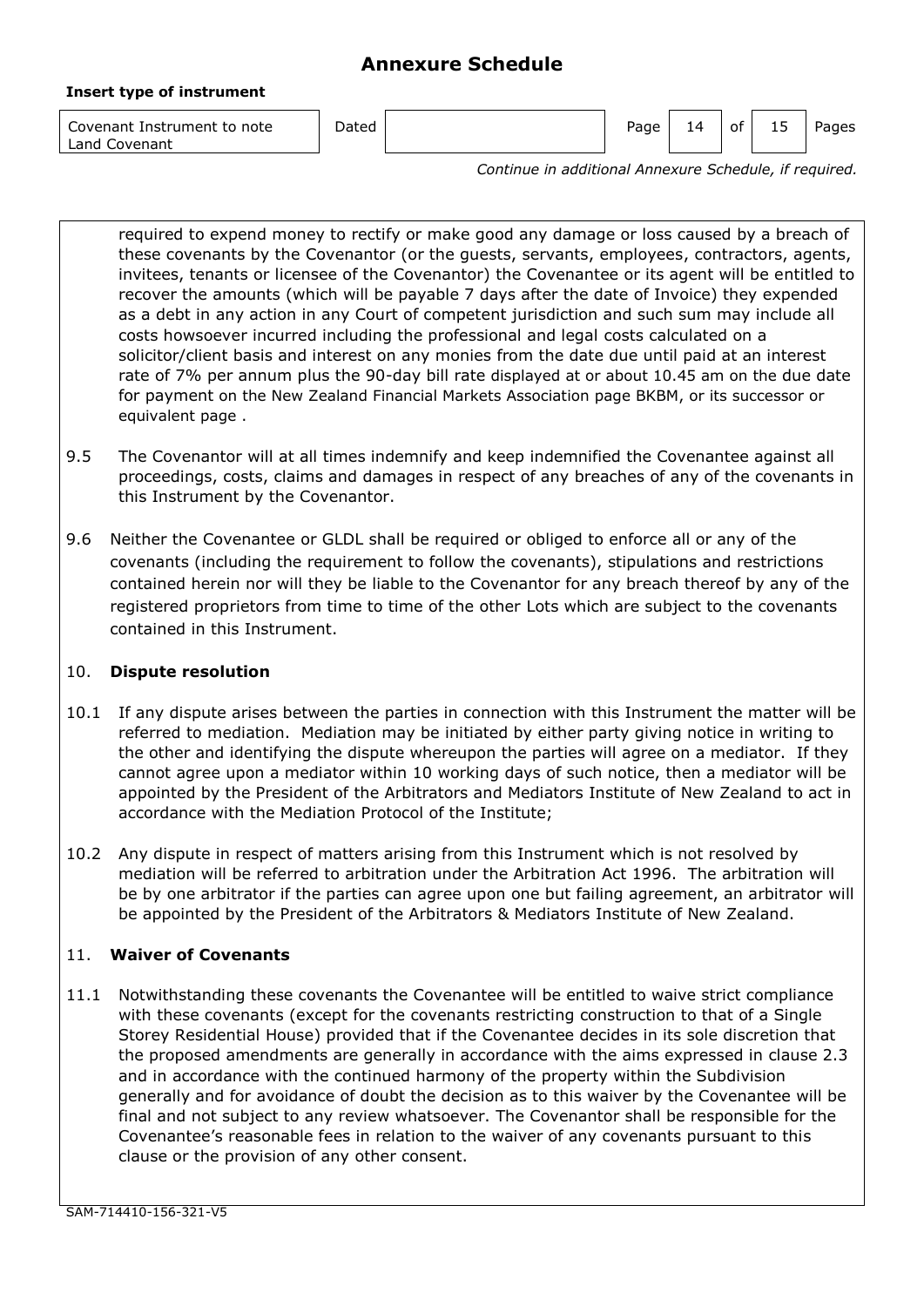required to expend money to rectify or make good any damage or loss caused by a breach of these covenants by the Covenantor (or the guests, servants, employees, contractors, agents, invitees, tenants or licensee of the Covenantor) the Covenantee or its agent will be entitled to recover the amounts (which will be payable 7 days after the date of Invoice) they expended as a debt in any action in any Court of competent jurisdiction and such sum may include all costs howsoever incurred including the professional and legal costs calculated on a solicitor/client basis and interest on any monies from the date due until paid at an interest rate of 7% per annum plus the 90-day bill rate displayed at or about 10.45 am on the due date for payment on the New Zealand Financial Markets Association page BKBM, or its successor or equivalent page .

9.5 The Covenantor will at all times indemnify and keep indemnified the Covenantee against all proceedings, costs, claims and damages in respect of any breaches of any of the covenants in this Instrument by the Covenantor.

9.6 Neither the Covenantee or GLDL shall be required or obliged to enforce all or any of the covenants (including the requirement to follow the covenants), stipulations and restrictions contained herein nor will they be liable to the Covenantor for any breach thereof by any of the registered proprietors from time to time of the other Lots which are subject to the covenants contained in this Instrument.

## 10. **Dispute resolution**

10.1 If any dispute arises between the parties in connection with this Instrument the matter will be referred to mediation. Mediation may be initiated by either party giving notice in writing to the other and identifying the dispute whereupon the parties will agree on a mediator. If they cannot agree upon a mediator within 10 working days of such notice, then a mediator will be appointed by the President of the Arbitrators and Mediators Institute of New Zealand to act in accordance with the Mediation Protocol of the Institute;

10.2 Any dispute in respect of matters arising from this Instrument which is not resolved by mediation will be referred to arbitration under the Arbitration Act 1996. The arbitration will be by one arbitrator if the parties can agree upon one but failing agreement, an arbitrator will be appointed by the President of the Arbitrators & Mediators Institute of New Zealand.

## 11. **Waiver of Covenants**

11.1 Notwithstanding these covenants the Covenantee will be entitled to waive strict compliance with these covenants (except for the covenants restricting construction to that of a Single Storey Residential House) provided that if the Covenantee decides in its sole discretion that the proposed amendments are generally in accordance with the aims expressed in clause 2.3 and in accordance with the continued harmony of the property within the Subdivision generally and for avoidance of doubt the decision as to this waiver by the Covenantee will be final and not subject to any review whatsoever. The Covenantor shall be responsible for the Covenantee's reasonable fees in relation to the waiver of any covenants pursuant to this clause or the provision of any other consent.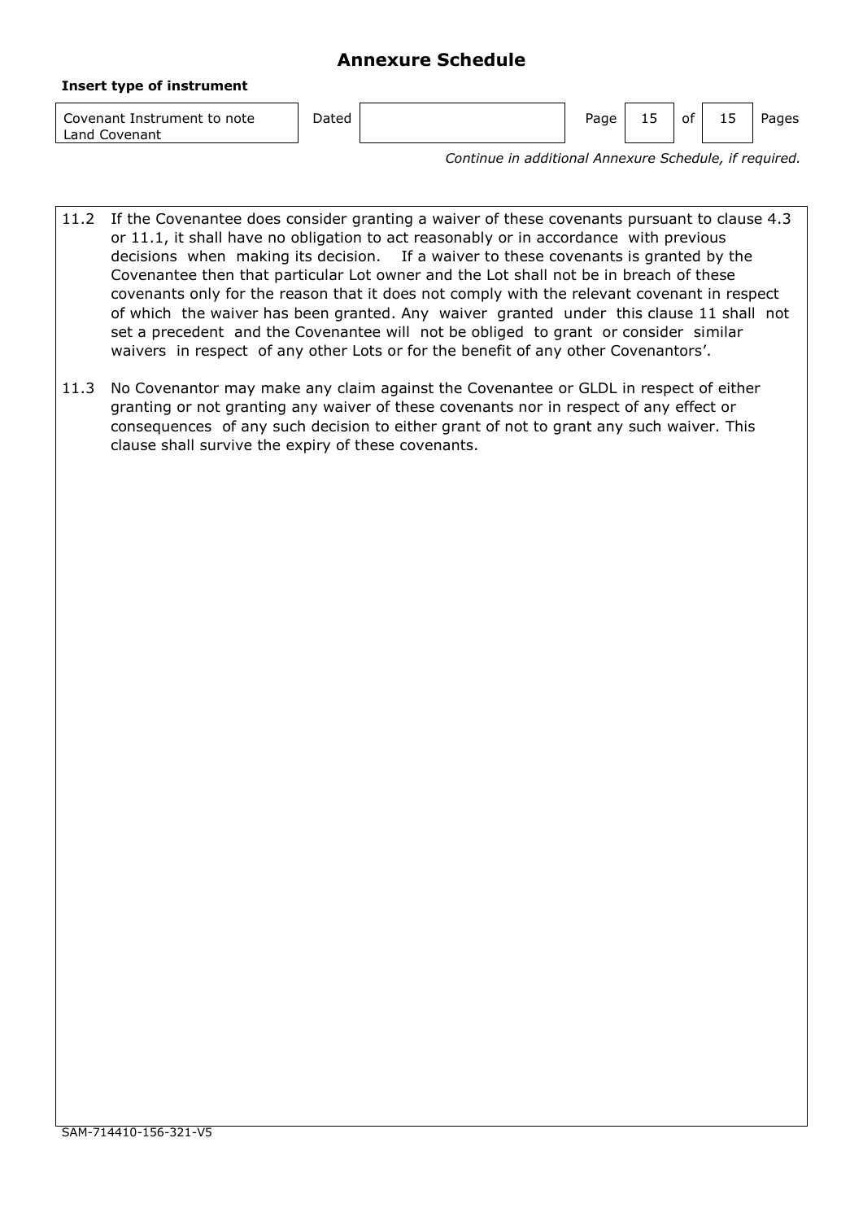# Annexure Schedule

**Insert type of instrument**

| Covenant Instrument to note Land Covenant | Dated | | Page | 15 | of | 15 | Pages |
|---|---|---|---|---|---|---|---|

*Continue in additional Annexure Schedule, if required.*

11.2 If the Covenantee does consider granting a waiver of these covenants pursuant to clause 4.3 or 11.1, it shall have no obligation to act reasonably or in accordance with previous decisions when making its decision. If a waiver to these covenants is granted by the Covenantee then that particular Lot owner and the Lot shall not be in breach of these covenants only for the reason that it does not comply with the relevant covenant in respect of which the waiver has been granted. Any waiver granted under this clause 11 shall not set a precedent and the Covenantee will not be obliged to grant or consider similar waivers in respect of any other Lots or for the benefit of any other Covenantors'.

11.3 No Covenantor may make any claim against the Covenantee or GLDL in respect of either granting or not granting any waiver of these covenants nor in respect of any effect or consequences of any such decision to either grant of not to grant any such waiver. This clause shall survive the expiry of these covenants.

SAM-714410-156-321-V5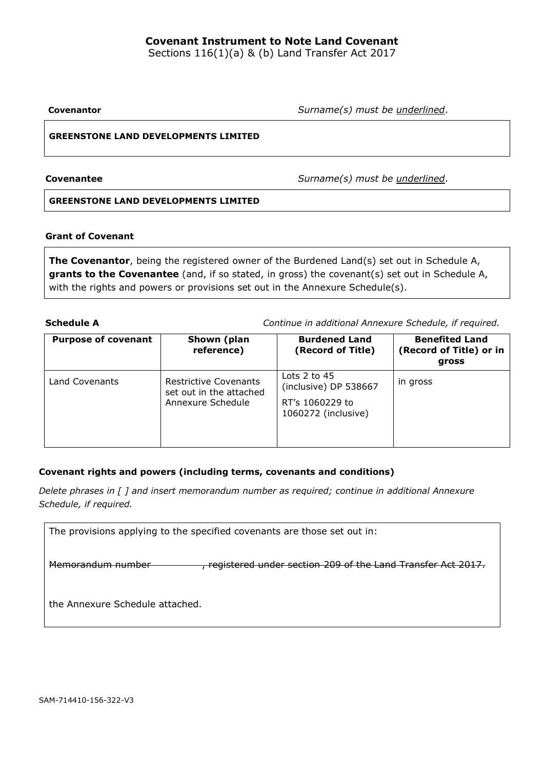# Covenant Instrument to Note Land Covenant

Sections 116(1)(a) & (b) Land Transfer Act 2017

**Covenantor** *Surname(s) must be underlined.*

**GREENSTONE LAND DEVELOPMENTS LIMITED**

**Covenantee** *Surname(s) must be underlined.*

**GREENSTONE LAND DEVELOPMENTS LIMITED**

**Grant of Covenant**

**The Covenantor**, being the registered owner of the Burdened Land(s) set out in Schedule A, **grants to the Covenantee** (and, if so stated, in gross) the covenant(s) set out in Schedule A, with the rights and powers or provisions set out in the Annexure Schedule(s).

**Schedule A** *Continue in additional Annexure Schedule, if required.*

| Purpose of covenant | Shown (plan reference) | Burdened Land (Record of Title) | Benefited Land (Record of Title) or in gross |
|---|---|---|---|
| Land Covenants | Restrictive Covenants set out in the attached Annexure Schedule | Lots 2 to 45 (inclusive) DP 538667<br><br>RT's 1060229 to 1060272 (inclusive) | in gross |

**Covenant rights and powers (including terms, covenants and conditions)**

*Delete phrases in [ ] and insert memorandum number as required; continue in additional Annexure Schedule, if required.*

The provisions applying to the specified covenants are those set out in:

~~Memorandum number , registered under section 209 of the Land Transfer Act 2017.~~

the Annexure Schedule attached.

SAM-714410-156-322-V3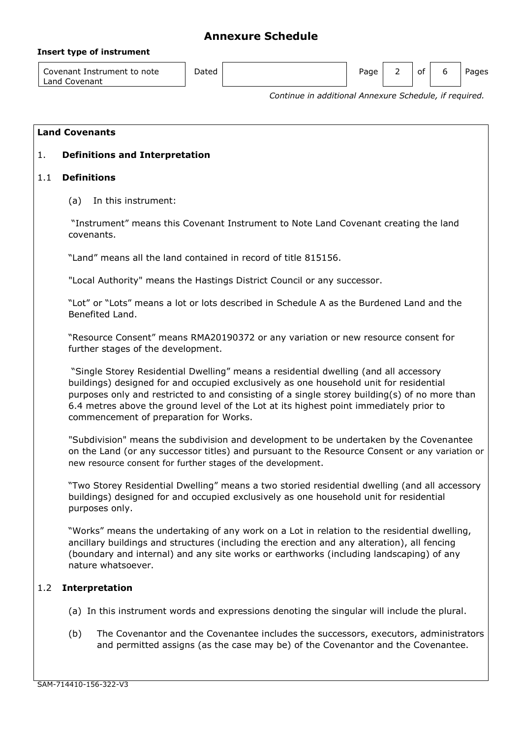# Annexure Schedule

**Insert type of instrument**

| Covenant Instrument to note Land Covenant | Dated | | Page | 2 | of | 6 | Pages |
|---|---|---|---|---|---|---|---|

*Continue in additional Annexure Schedule, if required.*

**Land Covenants**

## 1. Definitions and Interpretation

### 1.1 Definitions

(a) In this instrument:

"Instrument" means this Covenant Instrument to Note Land Covenant creating the land covenants.

"Land" means all the land contained in record of title 815156.

"Local Authority" means the Hastings District Council or any successor.

"Lot" or "Lots" means a lot or lots described in Schedule A as the Burdened Land and the Benefited Land.

"Resource Consent" means RMA20190372 or any variation or new resource consent for further stages of the development.

"Single Storey Residential Dwelling" means a residential dwelling (and all accessory buildings) designed for and occupied exclusively as one household unit for residential purposes only and restricted to and consisting of a single storey building(s) of no more than 6.4 metres above the ground level of the Lot at its highest point immediately prior to commencement of preparation for Works.

"Subdivision" means the subdivision and development to be undertaken by the Covenantee on the Land (or any successor titles) and pursuant to the Resource Consent or any variation or new resource consent for further stages of the development.

"Two Storey Residential Dwelling" means a two storied residential dwelling (and all accessory buildings) designed for and occupied exclusively as one household unit for residential purposes only.

"Works" means the undertaking of any work on a Lot in relation to the residential dwelling, ancillary buildings and structures (including the erection and any alteration), all fencing (boundary and internal) and any site works or earthworks (including landscaping) of any nature whatsoever.

### 1.2 Interpretation

(a) In this instrument words and expressions denoting the singular will include the plural.

(b) The Covenantor and the Covenantee includes the successors, executors, administrators and permitted assigns (as the case may be) of the Covenantor and the Covenantee.

SAM-714410-156-322-V3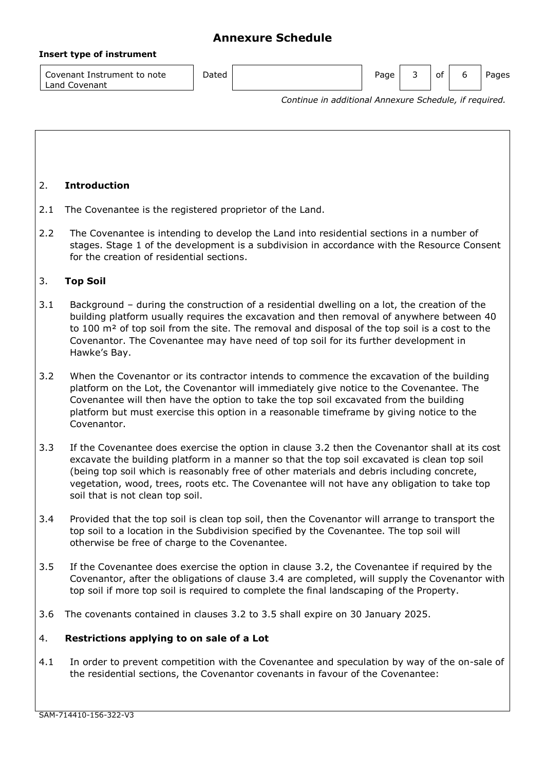# Annexure Schedule

**Insert type of instrument**

| Covenant Instrument to note Land Covenant | Dated | | Page | 3 | of | 6 | Pages |
|---|---|---|---|---|---|---|---|

*Continue in additional Annexure Schedule, if required.*

## 2. **Introduction**

2.1 The Covenantee is the registered proprietor of the Land.

2.2 The Covenantee is intending to develop the Land into residential sections in a number of stages. Stage 1 of the development is a subdivision in accordance with the Resource Consent for the creation of residential sections.

## 3. **Top Soil**

3.1 Background – during the construction of a residential dwelling on a lot, the creation of the building platform usually requires the excavation and then removal of anywhere between 40 to 100 m² of top soil from the site. The removal and disposal of the top soil is a cost to the Covenantor. The Covenantee may have need of top soil for its further development in Hawke's Bay.

3.2 When the Covenantor or its contractor intends to commence the excavation of the building platform on the Lot, the Covenantor will immediately give notice to the Covenantee. The Covenantee will then have the option to take the top soil excavated from the building platform but must exercise this option in a reasonable timeframe by giving notice to the Covenantor.

3.3 If the Covenantee does exercise the option in clause 3.2 then the Covenantor shall at its cost excavate the building platform in a manner so that the top soil excavated is clean top soil (being top soil which is reasonably free of other materials and debris including concrete, vegetation, wood, trees, roots etc. The Covenantee will not have any obligation to take top soil that is not clean top soil.

3.4 Provided that the top soil is clean top soil, then the Covenantor will arrange to transport the top soil to a location in the Subdivision specified by the Covenantee. The top soil will otherwise be free of charge to the Covenantee.

3.5 If the Covenantee does exercise the option in clause 3.2, the Covenantee if required by the Covenantor, after the obligations of clause 3.4 are completed, will supply the Covenantor with top soil if more top soil is required to complete the final landscaping of the Property.

3.6 The covenants contained in clauses 3.2 to 3.5 shall expire on 30 January 2025.

## 4. **Restrictions applying to on sale of a Lot**

4.1 In order to prevent competition with the Covenantee and speculation by way of the on-sale of the residential sections, the Covenantor covenants in favour of the Covenantee:

SAM-714410-156-322-V3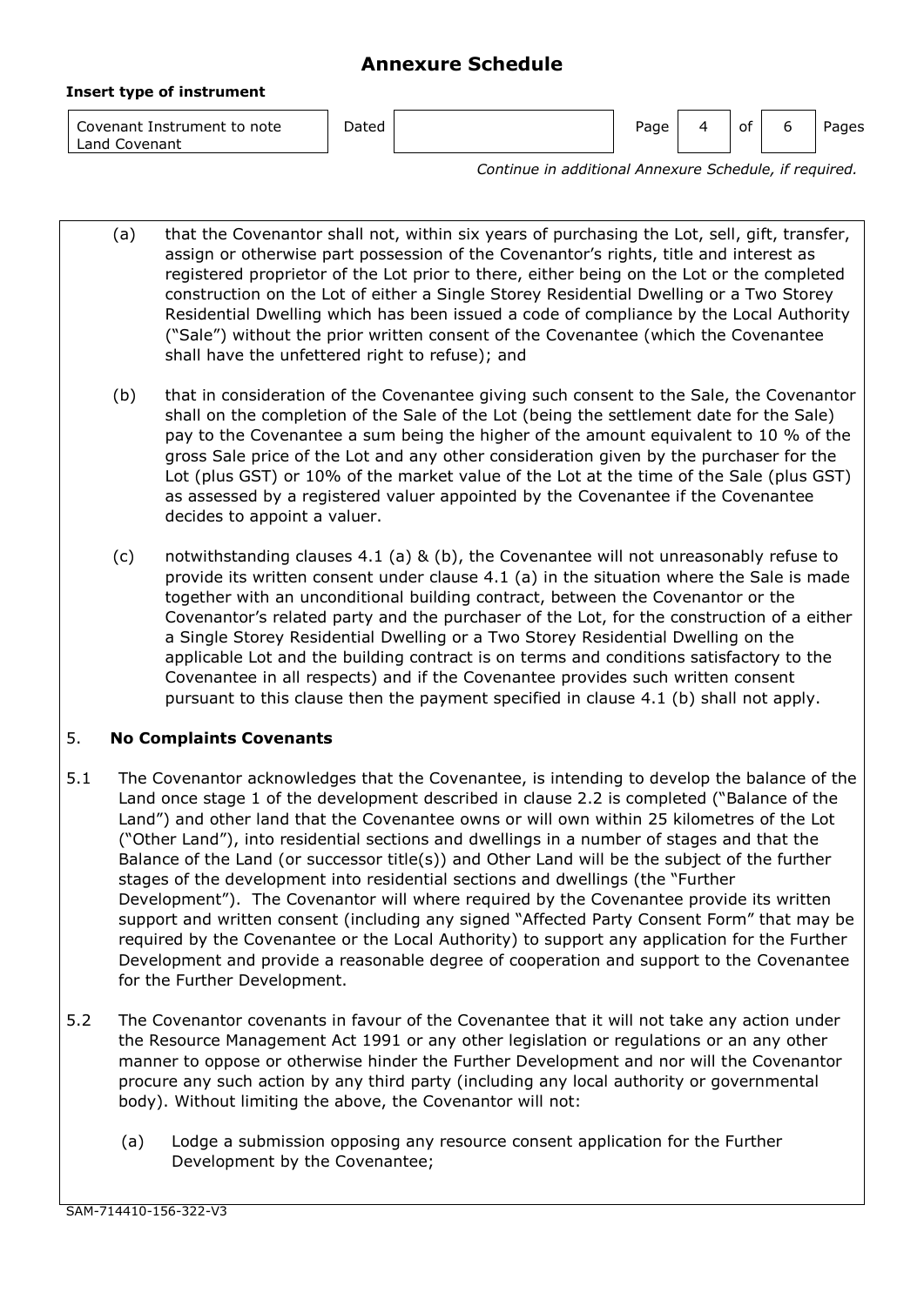# Annexure Schedule

**Insert type of instrument**

| Covenant Instrument to note Land Covenant | Dated | | Page 4 of 6 Pages |
|---|---|---|---|

*Continue in additional Annexure Schedule, if required.*

(a) that the Covenantor shall not, within six years of purchasing the Lot, sell, gift, transfer, assign or otherwise part possession of the Covenantor's rights, title and interest as registered proprietor of the Lot prior to there, either being on the Lot or the completed construction on the Lot of either a Single Storey Residential Dwelling or a Two Storey Residential Dwelling which has been issued a code of compliance by the Local Authority ("Sale") without the prior written consent of the Covenantee (which the Covenantee shall have the unfettered right to refuse); and

(b) that in consideration of the Covenantee giving such consent to the Sale, the Covenantor shall on the completion of the Sale of the Lot (being the settlement date for the Sale) pay to the Covenantee a sum being the higher of the amount equivalent to 10 % of the gross Sale price of the Lot and any other consideration given by the purchaser for the Lot (plus GST) or 10% of the market value of the Lot at the time of the Sale (plus GST) as assessed by a registered valuer appointed by the Covenantee if the Covenantee decides to appoint a valuer.

(c) notwithstanding clauses 4.1 (a) & (b), the Covenantee will not unreasonably refuse to provide its written consent under clause 4.1 (a) in the situation where the Sale is made together with an unconditional building contract, between the Covenantor or the Covenantor's related party and the purchaser of the Lot, for the construction of a either a Single Storey Residential Dwelling or a Two Storey Residential Dwelling on the applicable Lot and the building contract is on terms and conditions satisfactory to the Covenantee in all respects) and if the Covenantee provides such written consent pursuant to this clause then the payment specified in clause 4.1 (b) shall not apply.

## 5. No Complaints Covenants

5.1 The Covenantor acknowledges that the Covenantee, is intending to develop the balance of the Land once stage 1 of the development described in clause 2.2 is completed ("Balance of the Land") and other land that the Covenantee owns or will own within 25 kilometres of the Lot ("Other Land"), into residential sections and dwellings in a number of stages and that the Balance of the Land (or successor title(s)) and Other Land will be the subject of the further stages of the development into residential sections and dwellings (the "Further Development"). The Covenantor will where required by the Covenantee provide its written support and written consent (including any signed "Affected Party Consent Form" that may be required by the Covenantee or the Local Authority) to support any application for the Further Development and provide a reasonable degree of cooperation and support to the Covenantee for the Further Development.

5.2 The Covenantor covenants in favour of the Covenantee that it will not take any action under the Resource Management Act 1991 or any other legislation or regulations or an any other manner to oppose or otherwise hinder the Further Development and nor will the Covenantor procure any such action by any third party (including any local authority or governmental body). Without limiting the above, the Covenantor will not:

(a) Lodge a submission opposing any resource consent application for the Further Development by the Covenantee;

SAM-714410-156-322-V3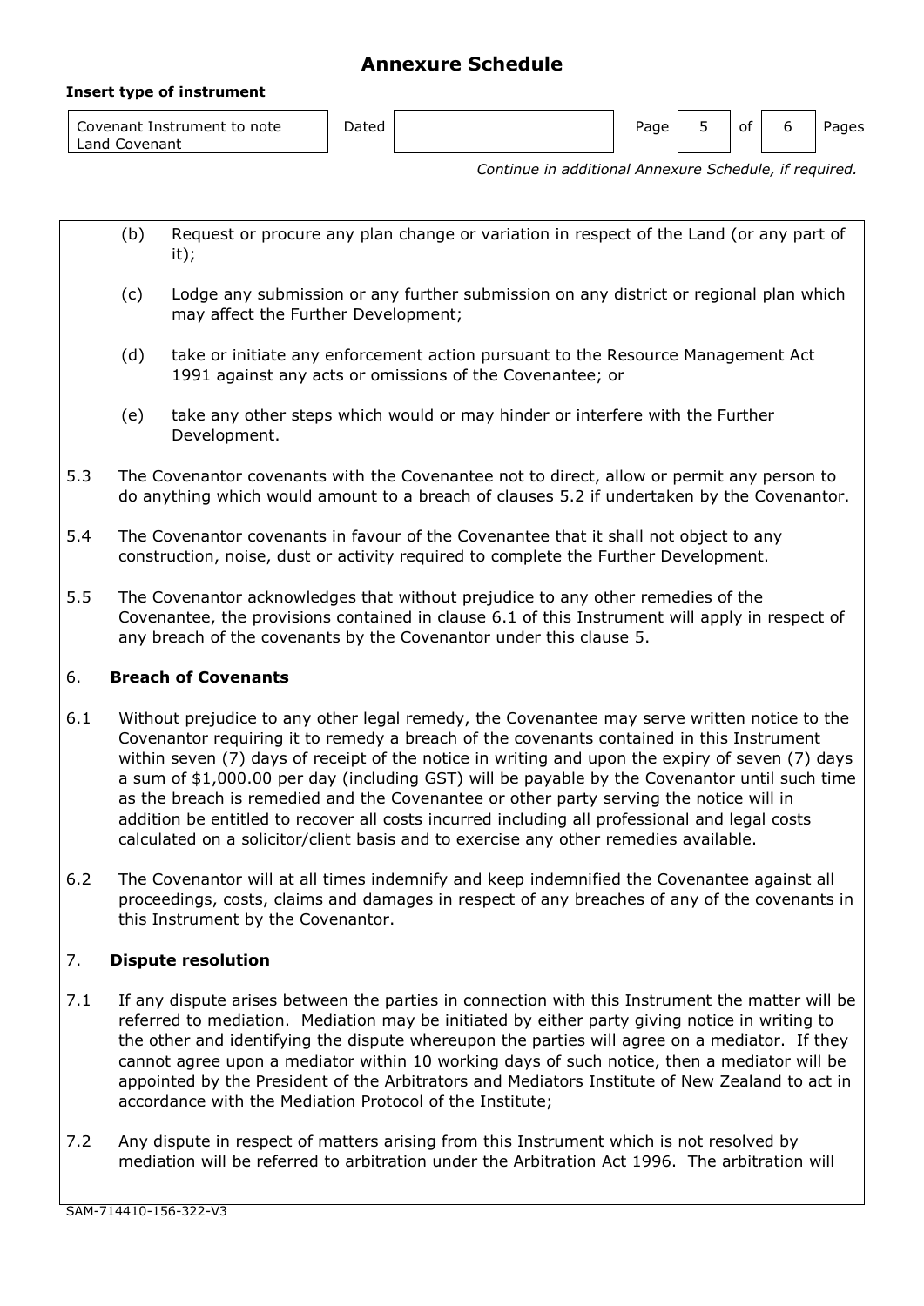**Annexure Schedule**

**Insert type of instrument**

| Covenant Instrument to note Land Covenant | Dated | |
|---|---|---|

*Continue in additional Annexure Schedule, if required.*

(b) Request or procure any plan change or variation in respect of the Land (or any part of it);

(c) Lodge any submission or any further submission on any district or regional plan which may affect the Further Development;

(d) take or initiate any enforcement action pursuant to the Resource Management Act 1991 against any acts or omissions of the Covenantee; or

(e) take any other steps which would or may hinder or interfere with the Further Development.

5.3 The Covenantor covenants with the Covenantee not to direct, allow or permit any person to do anything which would amount to a breach of clauses 5.2 if undertaken by the Covenantor.

5.4 The Covenantor covenants in favour of the Covenantee that it shall not object to any construction, noise, dust or activity required to complete the Further Development.

5.5 The Covenantor acknowledges that without prejudice to any other remedies of the Covenantee, the provisions contained in clause 6.1 of this Instrument will apply in respect of any breach of the covenants by the Covenantor under this clause 5.

6. **Breach of Covenants**

6.1 Without prejudice to any other legal remedy, the Covenantee may serve written notice to the Covenantor requiring it to remedy a breach of the covenants contained in this Instrument within seven (7) days of receipt of the notice in writing and upon the expiry of seven (7) days a sum of $1,000.00 per day (including GST) will be payable by the Covenantor until such time as the breach is remedied and the Covenantee or other party serving the notice will in addition be entitled to recover all costs incurred including all professional and legal costs calculated on a solicitor/client basis and to exercise any other remedies available.

6.2 The Covenantor will at all times indemnify and keep indemnified the Covenantee against all proceedings, costs, claims and damages in respect of any breaches of any of the covenants in this Instrument by the Covenantor.

7. **Dispute resolution**

7.1 If any dispute arises between the parties in connection with this Instrument the matter will be referred to mediation. Mediation may be initiated by either party giving notice in writing to the other and identifying the dispute whereupon the parties will agree on a mediator. If they cannot agree upon a mediator within 10 working days of such notice, then a mediator will be appointed by the President of the Arbitrators and Mediators Institute of New Zealand to act in accordance with the Mediation Protocol of the Institute;

7.2 Any dispute in respect of matters arising from this Instrument which is not resolved by mediation will be referred to arbitration under the Arbitration Act 1996. The arbitration will

SAM-714410-156-322-V3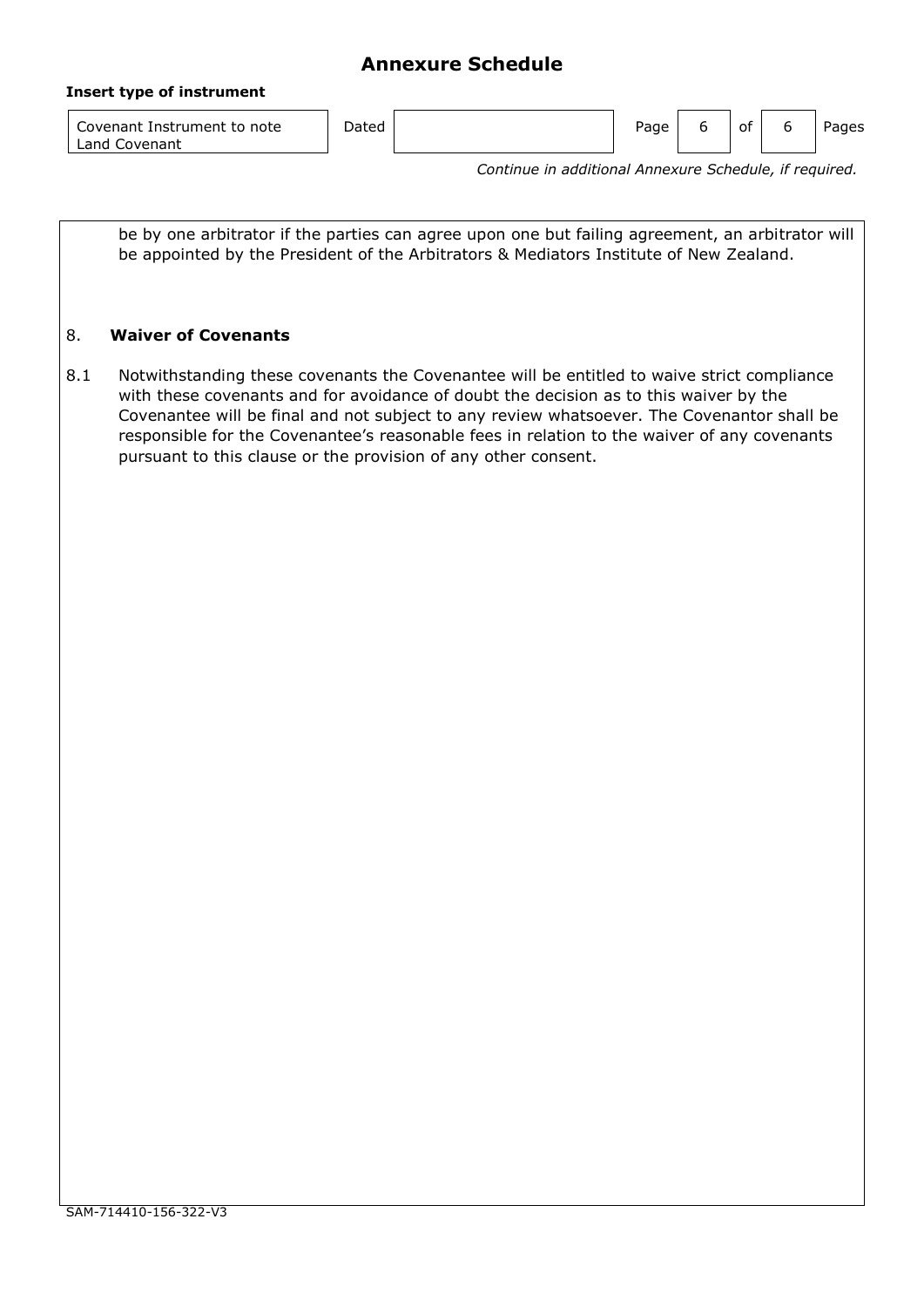## Annexure Schedule

**Insert type of instrument**

| | | | | | | | |
|---|---|---|---|---|---|---|---|
| Covenant Instrument to note Land Covenant | Dated | | Page | 6 | of | 6 | Pages |

*Continue in additional Annexure Schedule, if required.*

be by one arbitrator if the parties can agree upon one but failing agreement, an arbitrator will be appointed by the President of the Arbitrators & Mediators Institute of New Zealand.

8. **Waiver of Covenants**

8.1 Notwithstanding these covenants the Covenantee will be entitled to waive strict compliance with these covenants and for avoidance of doubt the decision as to this waiver by the Covenantee will be final and not subject to any review whatsoever. The Covenantor shall be responsible for the Covenantee's reasonable fees in relation to the waiver of any covenants pursuant to this clause or the provision of any other consent.

SAM-714410-156-322-V3